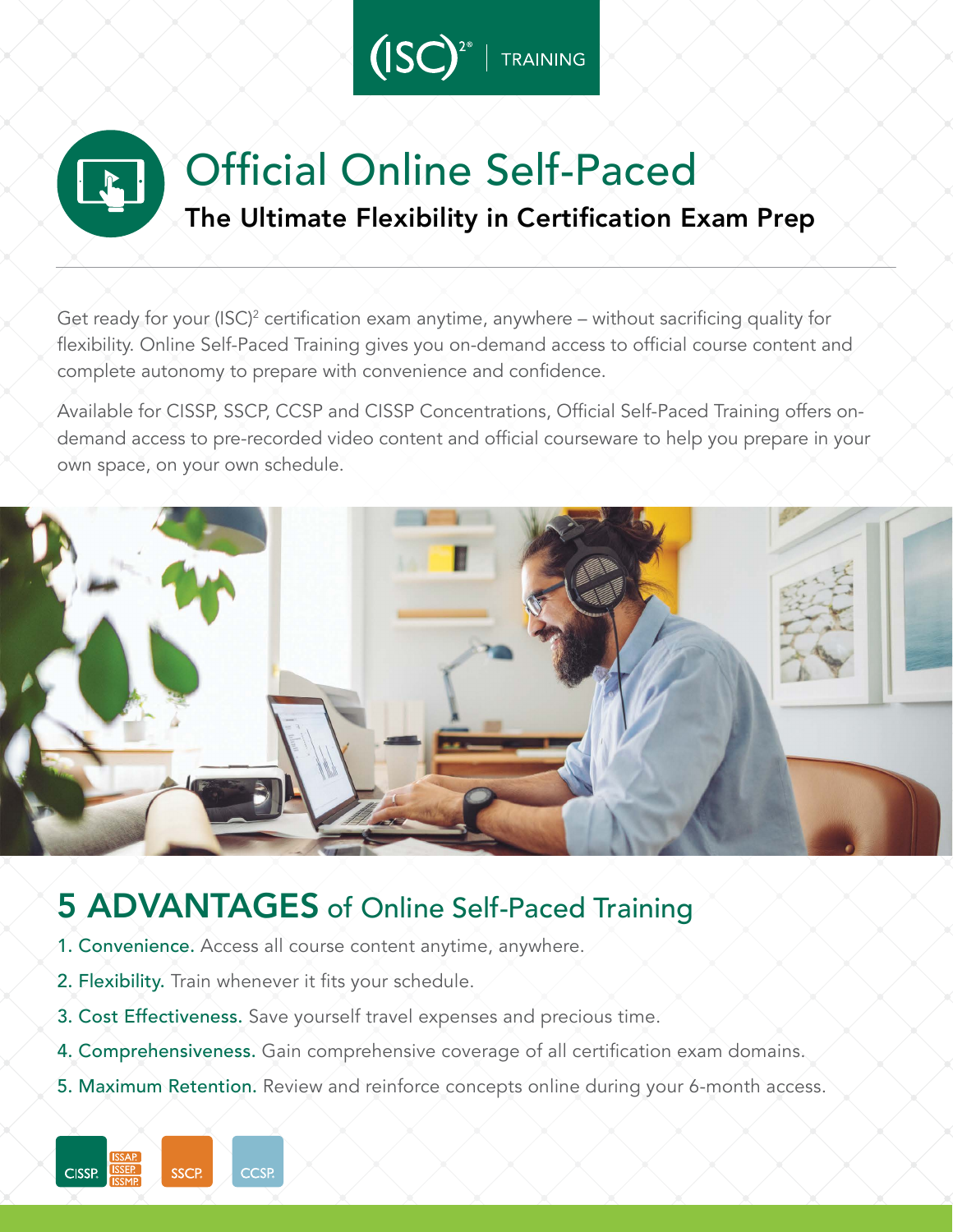(ISC)² | TRAINING

# Official Online Self-Paced

## The Ultimate Flexibility in Certification Exam Prep

Get ready for your (ISC)² certification exam anytime, anywhere – without sacrificing quality for flexibility. Online Self-Paced Training gives you on-demand access to official course content and complete autonomy to prepare with convenience and confidence.

Available for CISSP, SSCP, CCSP and CISSP Concentrations, Official Self-Paced Training offers on-demand access to pre-recorded video content and official courseware to help you prepare in your own space, on your own schedule.

## 5 ADVANTAGES of Online Self-Paced Training

1. **Convenience.** Access all course content anytime, anywhere.
2. **Flexibility.** Train whenever it fits your schedule.
3. **Cost Effectiveness.** Save yourself travel expenses and precious time.
4. **Comprehensiveness.** Gain comprehensive coverage of all certification exam domains.
5. **Maximum Retention.** Review and reinforce concepts online during your 6-month access.

CISSP. ISSAP. ISSEP. ISSMP. SSCP. CCSP.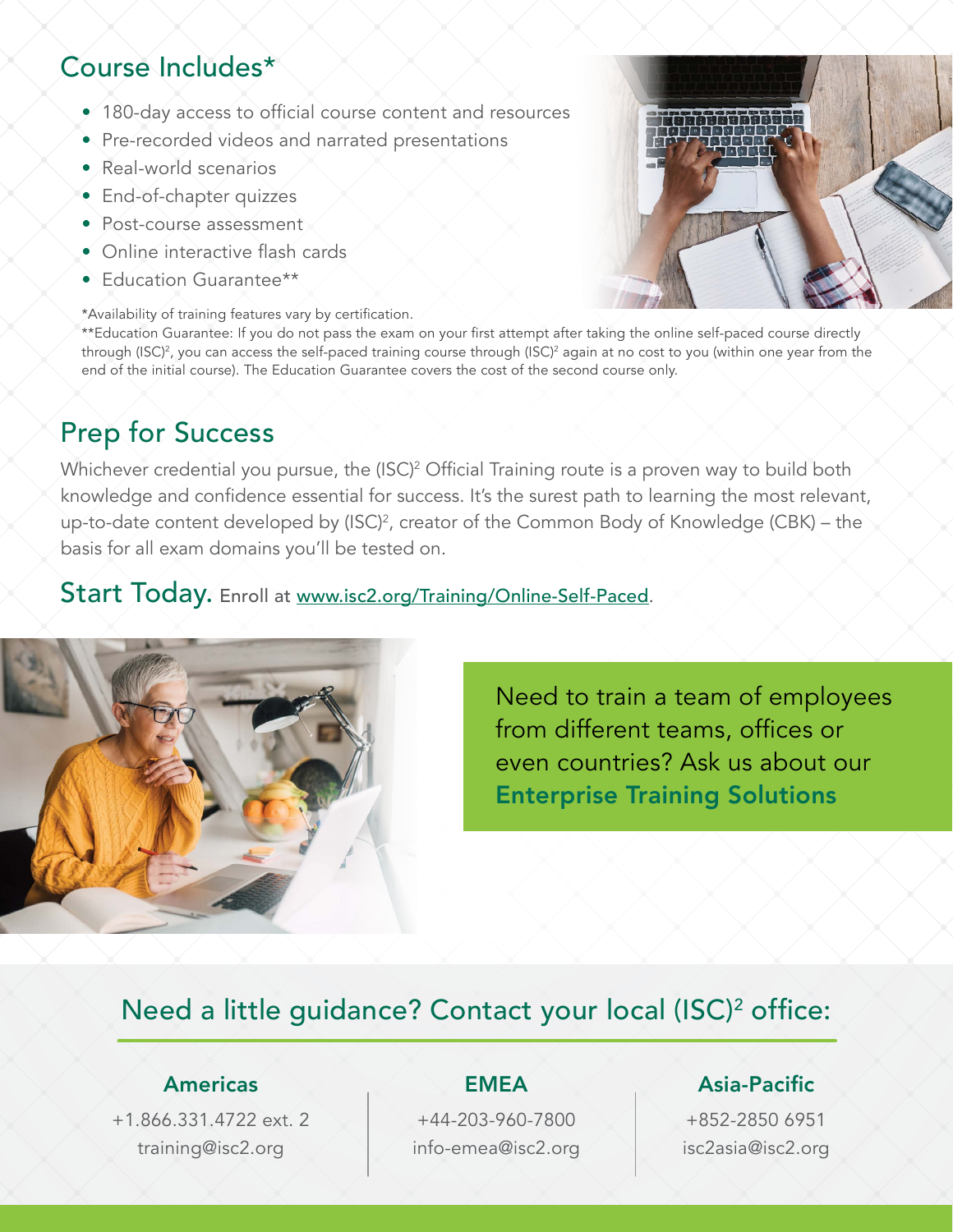## Course Includes*

- 180-day access to official course content and resources
- Pre-recorded videos and narrated presentations
- Real-world scenarios
- End-of-chapter quizzes
- Post-course assessment
- Online interactive flash cards
- Education Guarantee**

*Availability of training features vary by certification.

**Education Guarantee: If you do not pass the exam on your first attempt after taking the online self-paced course directly through (ISC)², you can access the self-paced training course through (ISC)² again at no cost to you (within one year from the end of the initial course). The Education Guarantee covers the cost of the second course only.

## Prep for Success

Whichever credential you pursue, the (ISC)² Official Training route is a proven way to build both knowledge and confidence essential for success. It's the surest path to learning the most relevant, up-to-date content developed by (ISC)², creator of the Common Body of Knowledge (CBK) – the basis for all exam domains you'll be tested on.

## Start Today. Enroll at www.isc2.org/Training/Online-Self-Paced.

Need to train a team of employees from different teams, offices or even countries? Ask us about our **Enterprise Training Solutions**

## Need a little guidance? Contact your local (ISC)² office:

### Americas
+1.866.331.4722 ext. 2
training@isc2.org

### EMEA
+44-203-960-7800
info-emea@isc2.org

### Asia-Pacific
+852-2850 6951
isc2asia@isc2.org